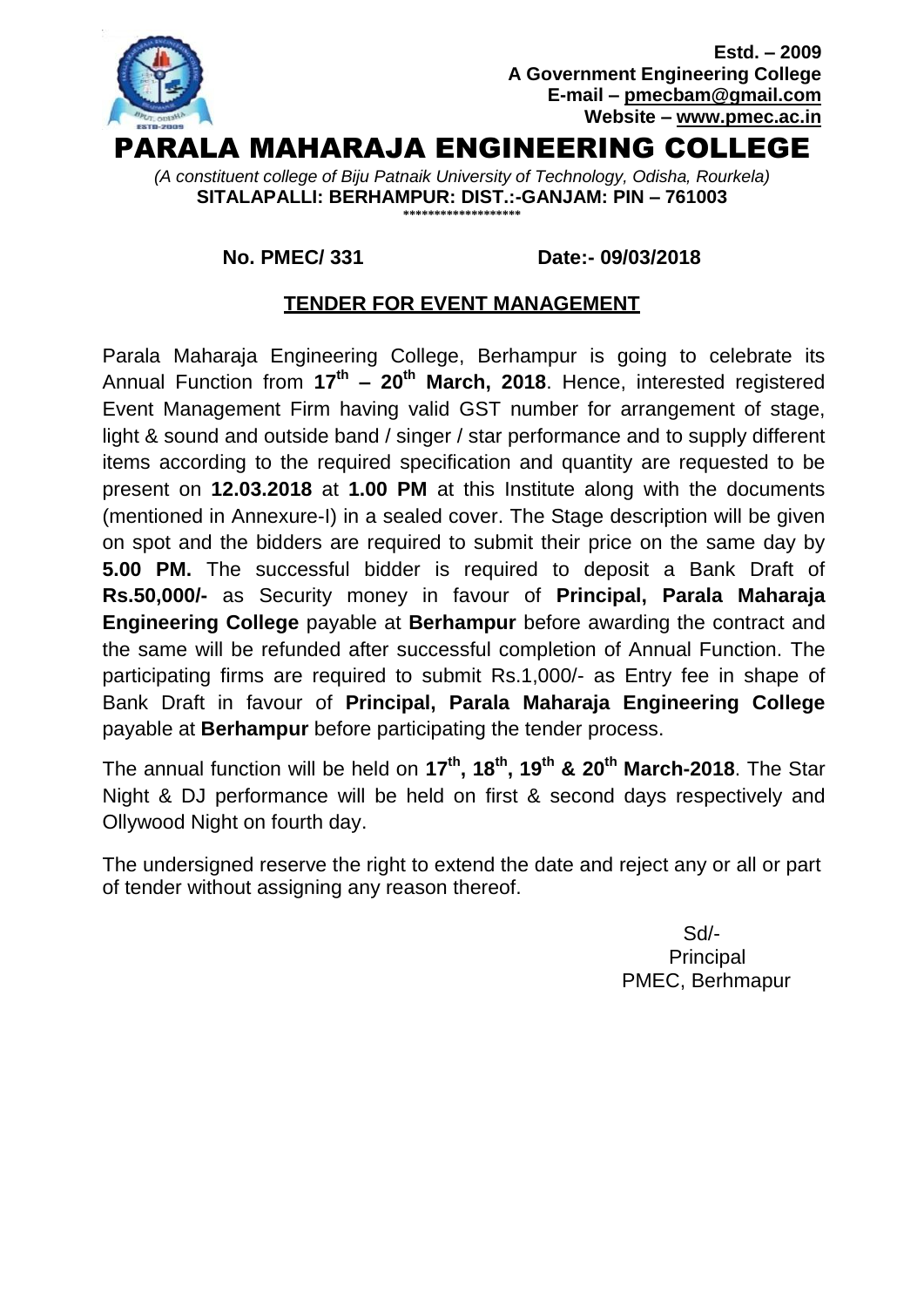**Estd. – 2009**
**A Government Engineering College**
**E-mail – pmecbam@gmail.com**
**Website – www.pmec.ac.in**

# PARALA MAHARAJA ENGINEERING COLLEGE

*(A constituent college of Biju Patnaik University of Technology, Odisha, Rourkela)*
**SITALAPALLI: BERHAMPUR: DIST.:-GANJAM: PIN – 761003**

\*\*\*\*\*\*\*\*\*\*\*\*\*\*\*\*\*\*\*

**No. PMEC/ 331** **Date:- 09/03/2018**

## TENDER FOR EVENT MANAGEMENT

Parala Maharaja Engineering College, Berhampur is going to celebrate its Annual Function from **17th – 20th March, 2018**. Hence, interested registered Event Management Firm having valid GST number for arrangement of stage, light & sound and outside band / singer / star performance and to supply different items according to the required specification and quantity are requested to be present on **12.03.2018** at **1.00 PM** at this Institute along with the documents (mentioned in Annexure-I) in a sealed cover. The Stage description will be given on spot and the bidders are required to submit their price on the same day by **5.00 PM.** The successful bidder is required to deposit a Bank Draft of **Rs.50,000/-** as Security money in favour of **Principal, Parala Maharaja Engineering College** payable at **Berhampur** before awarding the contract and the same will be refunded after successful completion of Annual Function. The participating firms are required to submit Rs.1,000/- as Entry fee in shape of Bank Draft in favour of **Principal, Parala Maharaja Engineering College** payable at **Berhampur** before participating the tender process.

The annual function will be held on **17th, 18th, 19th & 20th March-2018**. The Star Night & DJ performance will be held on first & second days respectively and Ollywood Night on fourth day.

The undersigned reserve the right to extend the date and reject any or all or part of tender without assigning any reason thereof.

Sd/-
Principal
PMEC, Berhmapur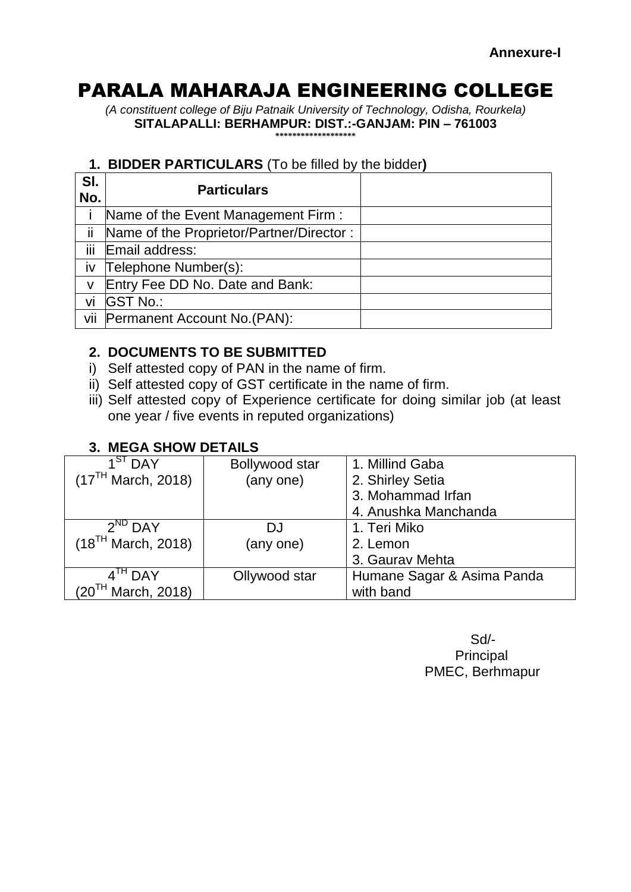**Annexure-I**

# PARALA MAHARAJA ENGINEERING COLLEGE

*(A constituent college of Biju Patnaik University of Technology, Odisha, Rourkela)*

**SITALAPALLI: BERHAMPUR: DIST.:-GANJAM: PIN – 761003**

*******************

### 1. BIDDER PARTICULARS (To be filled by the bidder)

| Sl. No. | Particulars | |
|---|---|---|
| i | Name of the Event Management Firm : | |
| ii | Name of the Proprietor/Partner/Director : | |
| iii | Email address: | |
| iv | Telephone Number(s): | |
| v | Entry Fee DD No. Date and Bank: | |
| vi | GST No.: | |
| vii | Permanent Account No.(PAN): | |

### 2. DOCUMENTS TO BE SUBMITTED

i) Self attested copy of PAN in the name of firm.

ii) Self attested copy of GST certificate in the name of firm.

iii) Self attested copy of Experience certificate for doing similar job (at least one year / five events in reputed organizations)

### 3. MEGA SHOW DETAILS

| | | |
|---|---|---|
| 1ST DAY (17TH March, 2018) | Bollywood star (any one) | 1. Millind Gaba<br>2. Shirley Setia<br>3. Mohammad Irfan<br>4. Anushka Manchanda |
| 2ND DAY (18TH March, 2018) | DJ (any one) | 1. Teri Miko<br>2. Lemon<br>3. Gaurav Mehta |
| 4TH DAY (20TH March, 2018) | Ollywood star | Humane Sagar & Asima Panda with band |

Sd/-
Principal
PMEC, Berhmapur